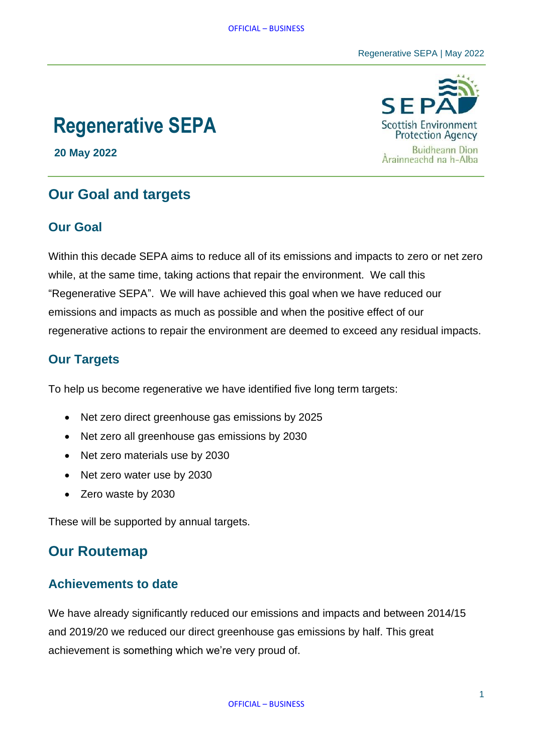# Regenerative SEPA

**20 May 2022**

## Our Goal and targets

### Our Goal

Within this decade SEPA aims to reduce all of its emissions and impacts to zero or net zero while, at the same time, taking actions that repair the environment. We call this "Regenerative SEPA". We will have achieved this goal when we have reduced our emissions and impacts as much as possible and when the positive effect of our regenerative actions to repair the environment are deemed to exceed any residual impacts.

### Our Targets

To help us become regenerative we have identified five long term targets:

- Net zero direct greenhouse gas emissions by 2025
- Net zero all greenhouse gas emissions by 2030
- Net zero materials use by 2030
- Net zero water use by 2030
- Zero waste by 2030

These will be supported by annual targets.

## Our Routemap

### Achievements to date

We have already significantly reduced our emissions and impacts and between 2014/15 and 2019/20 we reduced our direct greenhouse gas emissions by half. This great achievement is something which we're very proud of.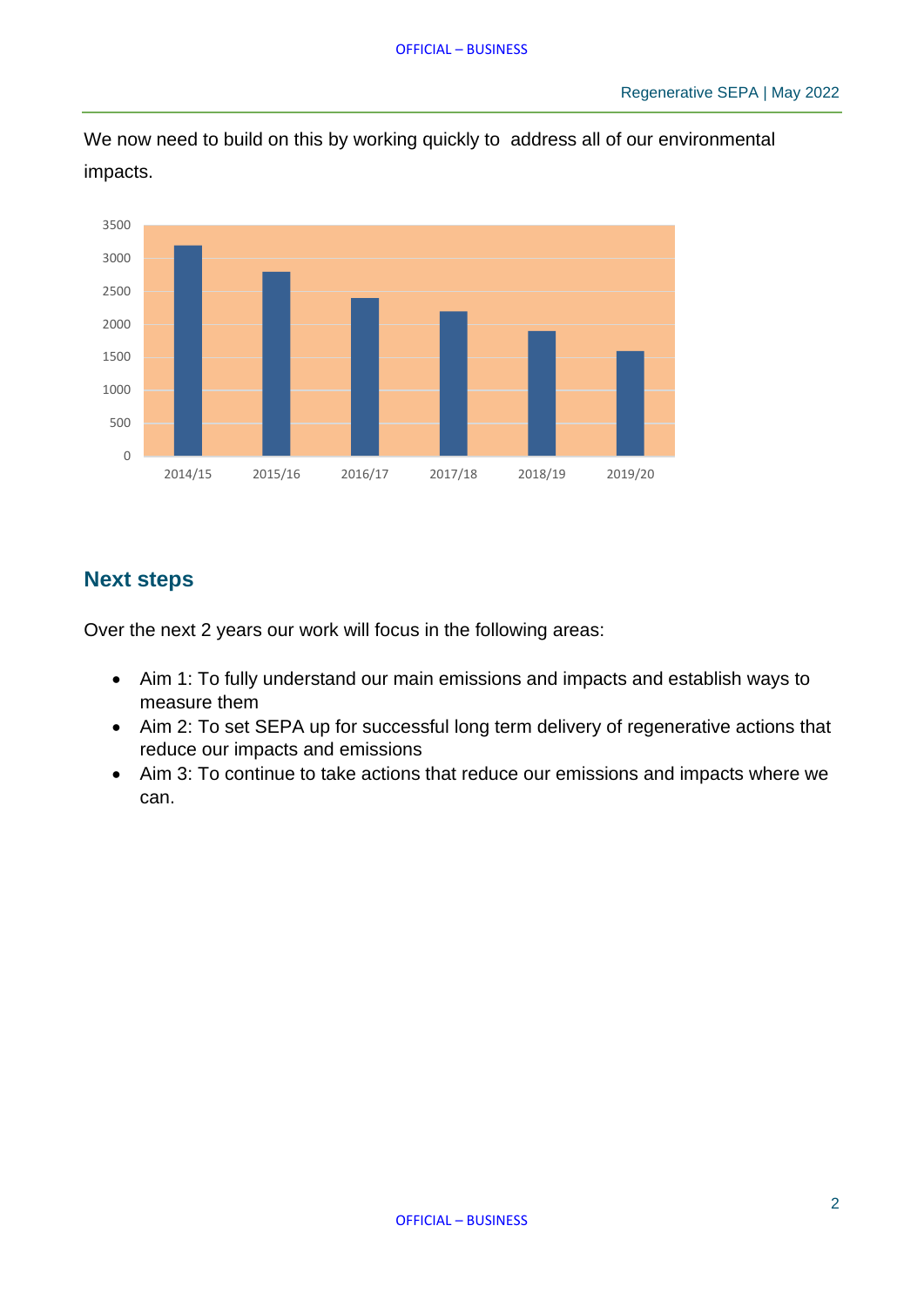We now need to build on this by working quickly to address all of our environmental impacts.

3500
3000
2500
2000
1500
1000
500
0

2014/15
2015/16
2016/17
2017/18
2018/19
2019/20

## Next steps

Over the next 2 years our work will focus in the following areas:

- Aim 1: To fully understand our main emissions and impacts and establish ways to measure them
- Aim 2: To set SEPA up for successful long term delivery of regenerative actions that reduce our impacts and emissions
- Aim 3: To continue to take actions that reduce our emissions and impacts where we can.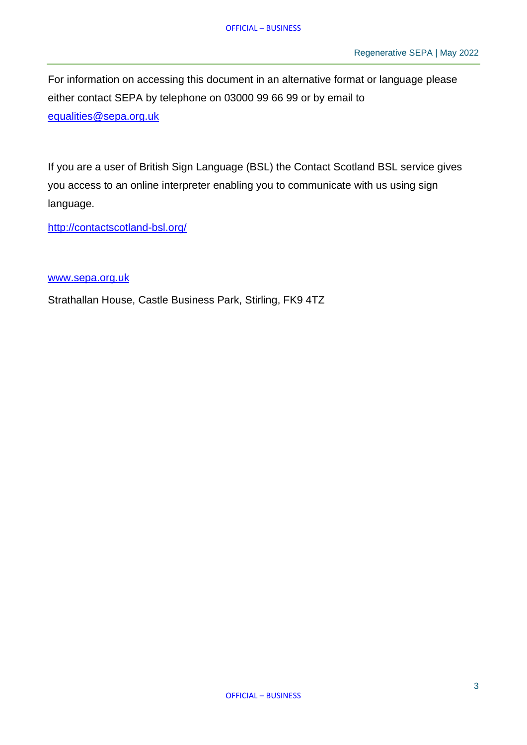For information on accessing this document in an alternative format or language please either contact SEPA by telephone on 03000 99 66 99 or by email to equalities@sepa.org.uk

If you are a user of British Sign Language (BSL) the Contact Scotland BSL service gives you access to an online interpreter enabling you to communicate with us using sign language.

http://contactscotland-bsl.org/

www.sepa.org.uk

Strathallan House, Castle Business Park, Stirling, FK9 4TZ